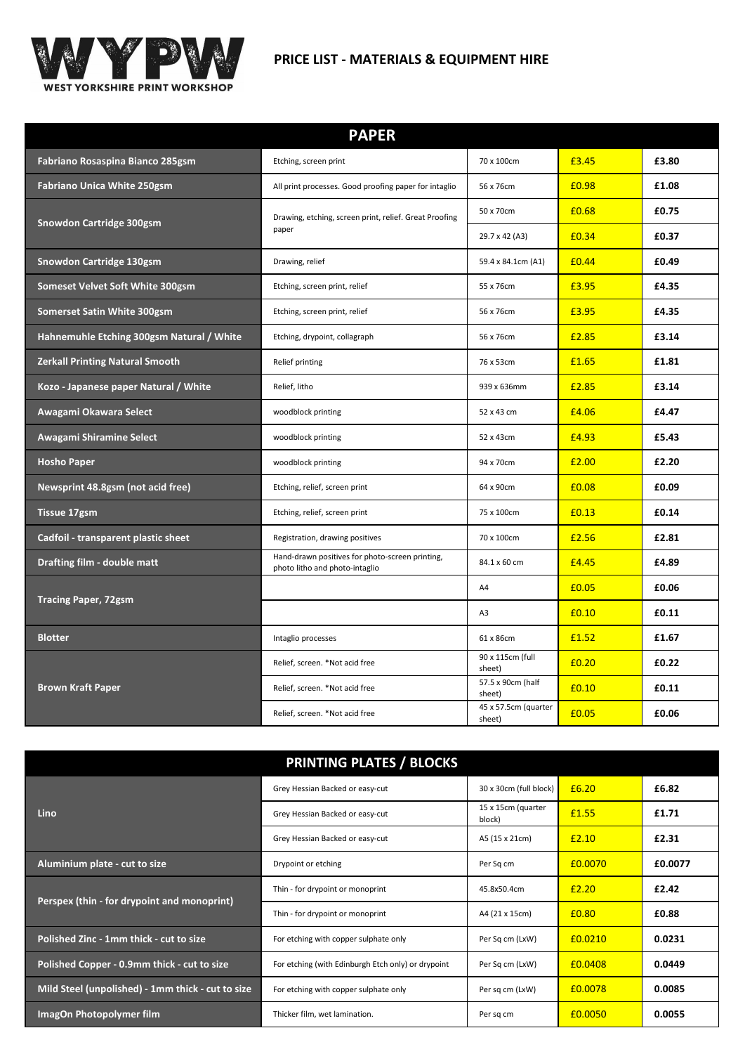WEST YORKSHIRE PRINT WORKSHOP

# PRICE LIST - MATERIALS & EQUIPMENT HIRE

## PAPER

| | | | | |
|---|---|---|---|---|
| **Fabriano Rosaspina Bianco 285gsm** | Etching, screen print | 70 x 100cm | £3.45 | **£3.80** |
| **Fabriano Unica White 250gsm** | All print processes. Good proofing paper for intaglio | 56 x 76cm | £0.98 | **£1.08** |
| **Snowdon Cartridge 300gsm** | Drawing, etching, screen print, relief. Great Proofing paper | 50 x 70cm | £0.68 | **£0.75** |
| | | 29.7 x 42 (A3) | £0.34 | **£0.37** |
| **Snowdon Cartridge 130gsm** | Drawing, relief | 59.4 x 84.1cm (A1) | £0.44 | **£0.49** |
| **Someset Velvet Soft White 300gsm** | Etching, screen print, relief | 55 x 76cm | £3.95 | **£4.35** |
| **Somerset Satin White 300gsm** | Etching, screen print, relief | 56 x 76cm | £3.95 | **£4.35** |
| **Hahnemuhle Etching 300gsm Natural / White** | Etching, drypoint, collagraph | 56 x 76cm | £2.85 | **£3.14** |
| **Zerkall Printing Natural Smooth** | Relief printing | 76 x 53cm | £1.65 | **£1.81** |
| **Kozo - Japanese paper Natural / White** | Relief, litho | 939 x 636mm | £2.85 | **£3.14** |
| **Awagami Okawara Select** | woodblock printing | 52 x 43 cm | £4.06 | **£4.47** |
| **Awagami Shiramine Select** | woodblock printing | 52 x 43cm | £4.93 | **£5.43** |
| **Hosho Paper** | woodblock printing | 94 x 70cm | £2.00 | **£2.20** |
| **Newsprint 48.8gsm (not acid free)** | Etching, relief, screen print | 64 x 90cm | £0.08 | **£0.09** |
| **Tissue 17gsm** | Etching, relief, screen print | 75 x 100cm | £0.13 | **£0.14** |
| **Cadfoil - transparent plastic sheet** | Registration, drawing positives | 70 x 100cm | £2.56 | **£2.81** |
| **Drafting film - double matt** | Hand-drawn positives for photo-screen printing, photo litho and photo-intaglio | 84.1 x 60 cm | £4.45 | **£4.89** |
| **Tracing Paper, 72gsm** | | A4 | £0.05 | **£0.06** |
| | | A3 | £0.10 | **£0.11** |
| **Blotter** | Intaglio processes | 61 x 86cm | £1.52 | **£1.67** |
| **Brown Kraft Paper** | Relief, screen. *Not acid free | 90 x 115cm (full sheet) | £0.20 | **£0.22** |
| | Relief, screen. *Not acid free | 57.5 x 90cm (half sheet) | £0.10 | **£0.11** |
| | Relief, screen. *Not acid free | 45 x 57.5cm (quarter sheet) | £0.05 | **£0.06** |

## PRINTING PLATES / BLOCKS

| | | | | |
|---|---|---|---|---|
| **Lino** | Grey Hessian Backed or easy-cut | 30 x 30cm (full block) | £6.20 | **£6.82** |
| | Grey Hessian Backed or easy-cut | 15 x 15cm (quarter block) | £1.55 | **£1.71** |
| | Grey Hessian Backed or easy-cut | A5 (15 x 21cm) | £2.10 | **£2.31** |
| **Aluminium plate - cut to size** | Drypoint or etching | Per Sq cm | £0.0070 | **£0.0077** |
| **Perspex (thin - for drypoint and monoprint)** | Thin - for drypoint or monoprint | 45.8x50.4cm | £2.20 | **£2.42** |
| | Thin - for drypoint or monoprint | A4 (21 x 15cm) | £0.80 | **£0.88** |
| **Polished Zinc - 1mm thick - cut to size** | For etching with copper sulphate only | Per Sq cm (LxW) | £0.0210 | **0.0231** |
| **Polished Copper - 0.9mm thick - cut to size** | For etching (with Edinburgh Etch only) or drypoint | Per Sq cm (LxW) | £0.0408 | **0.0449** |
| **Mild Steel (unpolished) - 1mm thick - cut to size** | For etching with copper sulphate only | Per sq cm (LxW) | £0.0078 | **0.0085** |
| **ImagOn Photopolymer film** | Thicker film, wet lamination. | Per sq cm | £0.0050 | **0.0055** |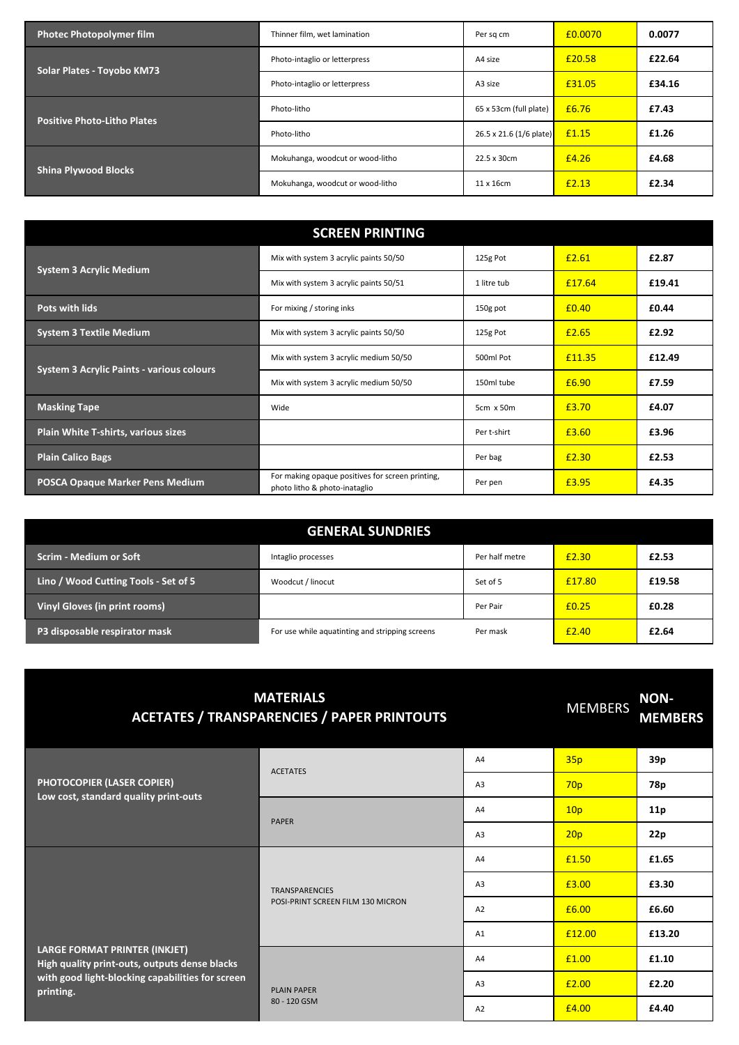| | | | | |
|---|---|---|---|---|
| **Photec Photopolymer film** | Thinner film, wet lamination | Per sq cm | £0.0070 | **0.0077** |
| **Solar Plates - Toyobo KM73** | Photo-intaglio or letterpress | A4 size | £20.58 | **£22.64** |
| | Photo-intaglio or letterpress | A3 size | £31.05 | **£34.16** |
| **Positive Photo-Litho Plates** | Photo-litho | 65 x 53cm (full plate) | £6.76 | **£7.43** |
| | Photo-litho | 26.5 x 21.6 (1/6 plate) | £1.15 | **£1.26** |
| **Shina Plywood Blocks** | Mokuhanga, woodcut or wood-litho | 22.5 x 30cm | £4.26 | **£4.68** |
| | Mokuhanga, woodcut or wood-litho | 11 x 16cm | £2.13 | **£2.34** |

## SCREEN PRINTING

| | | | | |
|---|---|---|---|---|
| **System 3 Acrylic Medium** | Mix with system 3 acrylic paints 50/50 | 125g Pot | £2.61 | **£2.87** |
| | Mix with system 3 acrylic paints 50/51 | 1 litre tub | £17.64 | **£19.41** |
| **Pots with lids** | For mixing / storing inks | 150g pot | £0.40 | **£0.44** |
| **System 3 Textile Medium** | Mix with system 3 acrylic paints 50/50 | 125g Pot | £2.65 | **£2.92** |
| **System 3 Acrylic Paints - various colours** | Mix with system 3 acrylic medium 50/50 | 500ml Pot | £11.35 | **£12.49** |
| | Mix with system 3 acrylic medium 50/50 | 150ml tube | £6.90 | **£7.59** |
| **Masking Tape** | Wide | 5cm x 50m | £3.70 | **£4.07** |
| **Plain White T-shirts, various sizes** | | Per t-shirt | £3.60 | **£3.96** |
| **Plain Calico Bags** | | Per bag | £2.30 | **£2.53** |
| **POSCA Opaque Marker Pens Medium** | For making opaque positives for screen printing, photo litho & photo-inataglio | Per pen | £3.95 | **£4.35** |

## GENERAL SUNDRIES

| | | | | |
|---|---|---|---|---|
| **Scrim - Medium or Soft** | Intaglio processes | Per half metre | £2.30 | **£2.53** |
| **Lino / Wood Cutting Tools - Set of 5** | Woodcut / linocut | Set of 5 | £17.80 | **£19.58** |
| **Vinyl Gloves (in print rooms)** | | Per Pair | £0.25 | **£0.28** |
| **P3 disposable respirator mask** | For use while aquatinting and stripping screens | Per mask | £2.40 | **£2.64** |

## MATERIALS
## ACETATES / TRANSPARENCIES / PAPER PRINTOUTS

| | | | MEMBERS | **NON-MEMBERS** |
|---|---|---|---|---|
| **PHOTOCOPIER (LASER COPIER)** **Low cost, standard quality print-outs** | ACETATES | A4 | 35p | **39p** |
| | | A3 | 70p | **78p** |
| | PAPER | A4 | 10p | **11p** |
| | | A3 | 20p | **22p** |
| **LARGE FORMAT PRINTER (INKJET)** **High quality print-outs, outputs dense blacks with good light-blocking capabilities for screen printing.** | TRANSPARENCIES POSI-PRINT SCREEN FILM 130 MICRON | A4 | £1.50 | **£1.65** |
| | | A3 | £3.00 | **£3.30** |
| | | A2 | £6.00 | **£6.60** |
| | | A1 | £12.00 | **£13.20** |
| | PLAIN PAPER 80 - 120 GSM | A4 | £1.00 | **£1.10** |
| | | A3 | £2.00 | **£2.20** |
| | | A2 | £4.00 | **£4.40** |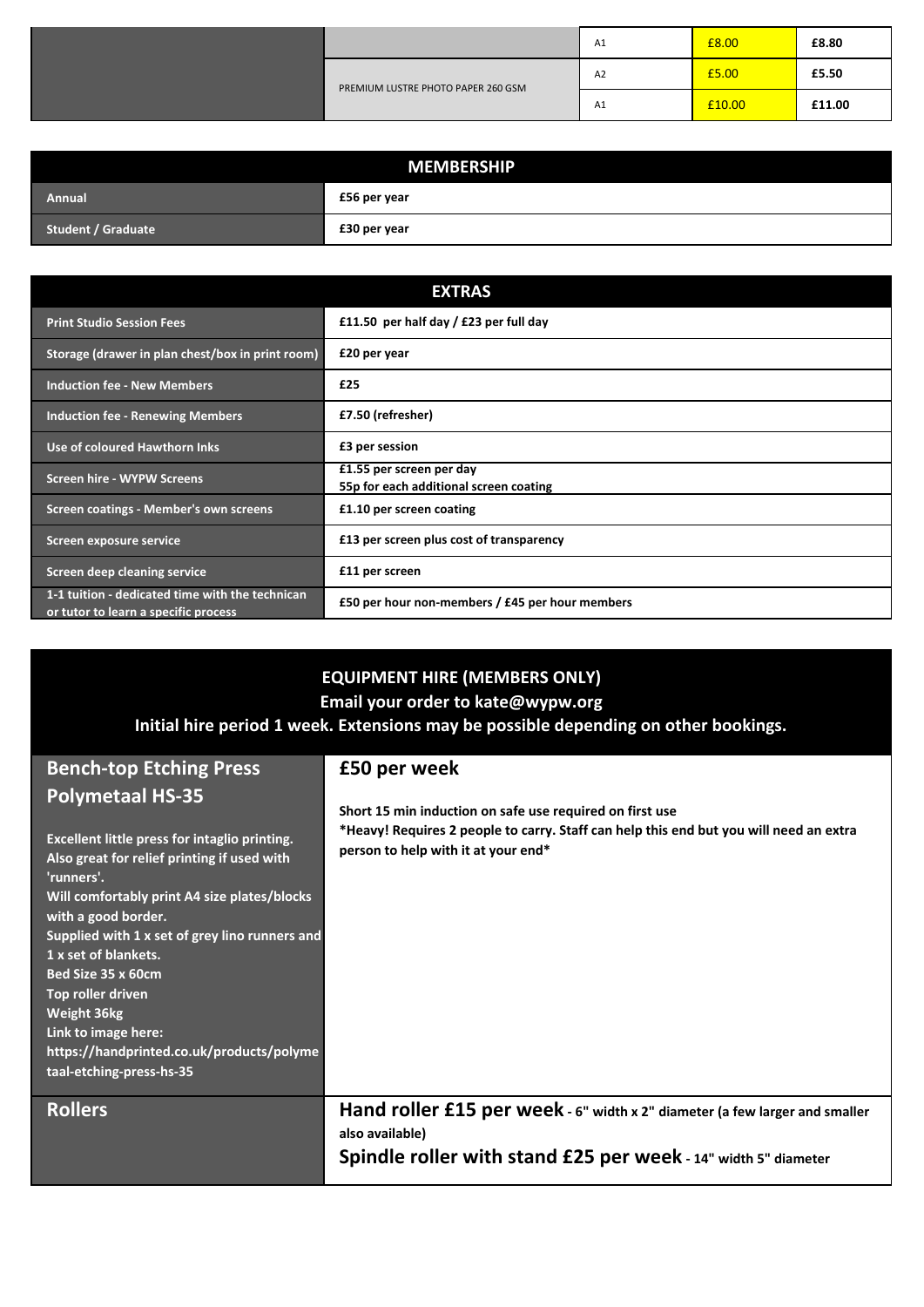| | | | | |
|---|---|---|---|---|
| | | A1 | £8.00 | £8.80 |
| | PREMIUM LUSTRE PHOTO PAPER 260 GSM | A2 | £5.00 | £5.50 |
| | | A1 | £10.00 | £11.00 |

| MEMBERSHIP | |
|---|---|
| Annual | £56 per year |
| Student / Graduate | £30 per year |

| EXTRAS | |
|---|---|
| Print Studio Session Fees | £11.50 per half day / £23 per full day |
| Storage (drawer in plan chest/box in print room) | £20 per year |
| Induction fee - New Members | £25 |
| Induction fee - Renewing Members | £7.50 (refresher) |
| Use of coloured Hawthorn Inks | £3 per session |
| Screen hire - WYPW Screens | £1.55 per screen per day<br>55p for each additional screen coating |
| Screen coatings - Member's own screens | £1.10 per screen coating |
| Screen exposure service | £13 per screen plus cost of transparency |
| Screen deep cleaning service | £11 per screen |
| 1-1 tuition - dedicated time with the technican or tutor to learn a specific process | £50 per hour non-members / £45 per hour members |

| EQUIPMENT HIRE (MEMBERS ONLY)<br>Email your order to kate@wypw.org<br>Initial hire period 1 week. Extensions may be possible depending on other bookings. | |
|---|---|
| **Bench-top Etching Press Polymetaal HS-35**<br><br>Excellent little press for intaglio printing. Also great for relief printing if used with 'runners'.<br>Will comfortably print A4 size plates/blocks with a good border.<br>Supplied with 1 x set of grey lino runners and 1 x set of blankets.<br>Bed Size 35 x 60cm<br>Top roller driven<br>Weight 36kg<br>Link to image here:<br>https://handprinted.co.uk/products/polymetaal-etching-press-hs-35 | **£50 per week**<br><br>Short 15 min induction on safe use required on first use<br>*Heavy! Requires 2 people to carry. Staff can help this end but you will need an extra person to help with it at your end* |
| **Rollers** | **Hand roller £15 per week** - 6" width x 2" diameter (a few larger and smaller also available)<br>**Spindle roller with stand £25 per week** - 14" width 5" diameter |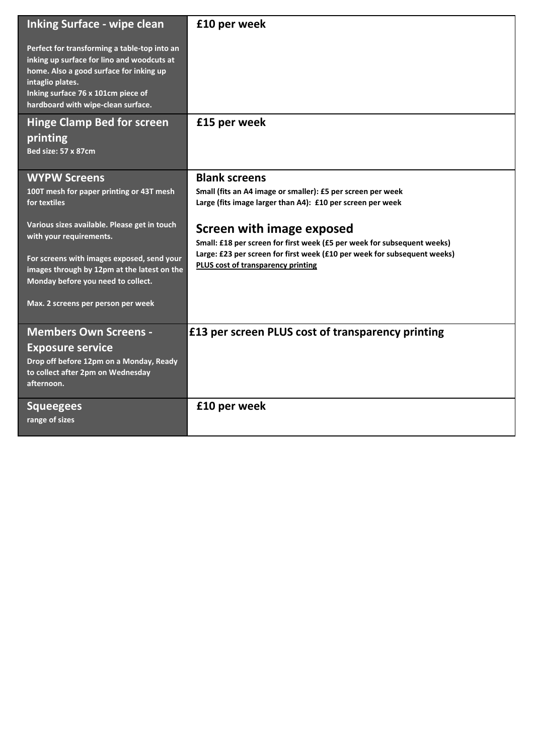| | |
|---|---|
| **Inking Surface - wipe clean**<br><br>**Perfect for transforming a table-top into an inking up surface for lino and woodcuts at home. Also a good surface for inking up intaglio plates.**<br>**Inking surface 76 x 101cm piece of hardboard with wipe-clean surface.** | **£10 per week** |
| **Hinge Clamp Bed for screen printing**<br>**Bed size: 57 x 87cm** | **£15 per week** |
| **WYPW Screens**<br>**100T mesh for paper printing or 43T mesh for textiles**<br><br>**Various sizes available. Please get in touch with your requirements.**<br><br>**For screens with images exposed, send your images through by 12pm at the latest on the Monday before you need to collect.**<br><br>**Max. 2 screens per person per week** | **Blank screens**<br>**Small (fits an A4 image or smaller): £5 per screen per week**<br>**Large (fits image larger than A4): £10 per screen per week**<br><br>**Screen with image exposed**<br>**Small: £18 per screen for first week (£5 per week for subsequent weeks)**<br>**Large: £23 per screen for first week (£10 per week for subsequent weeks)**<br>**PLUS cost of transparency printing** |
| **Members Own Screens - Exposure service**<br>**Drop off before 12pm on a Monday, Ready to collect after 2pm on Wednesday afternoon.** | **£13 per screen PLUS cost of transparency printing** |
| **Squeegees**<br>**range of sizes** | **£10 per week** |